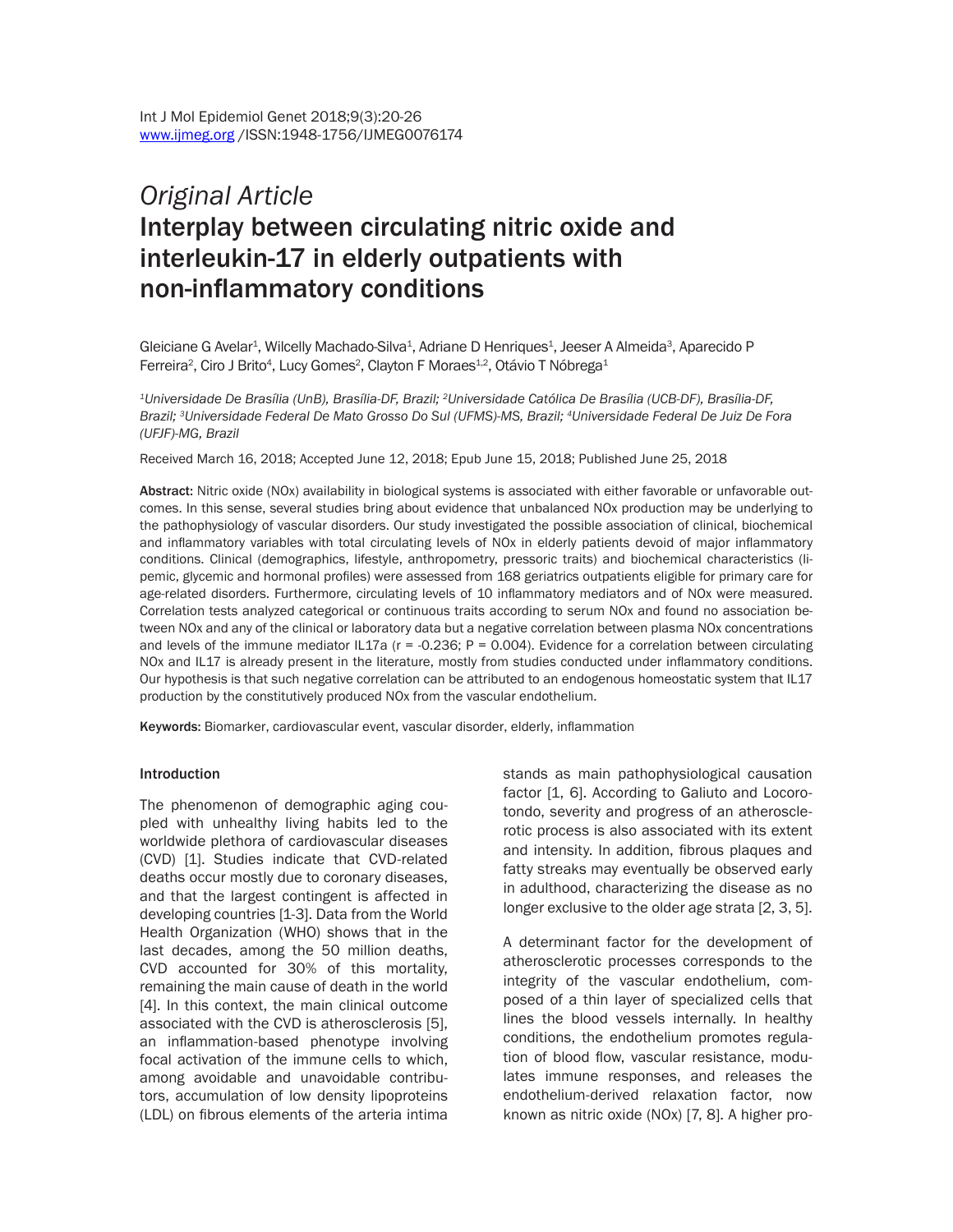*Original Article*

# Interplay between circulating nitric oxide and interleukin-17 in elderly outpatients with non-inflammatory conditions

Gleiciane G Avelar[1], Wilcelly Machado-Silva[1], Adriane D Henriques[1], Jeeser A Almeida[3], Aparecido P Ferreira[2], Ciro J Brito[4], Lucy Gomes[2], Clayton F Moraes[1,2], Otávio T Nóbrega[1]

*[1]Universidade De Brasília (UnB), Brasília-DF, Brazil; [2]Universidade Católica De Brasília (UCB-DF), Brasília-DF, Brazil; [3]Universidade Federal De Mato Grosso Do Sul (UFMS)-MS, Brazil; [4]Universidade Federal De Juiz De Fora (UFJF)-MG, Brazil*

Received March 16, 2018; Accepted June 12, 2018; Epub June 15, 2018; Published June 25, 2018

**Abstract:** Nitric oxide (NOx) availability in biological systems is associated with either favorable or unfavorable outcomes. In this sense, several studies bring about evidence that unbalanced NOx production may be underlying to the pathophysiology of vascular disorders. Our study investigated the possible association of clinical, biochemical and inflammatory variables with total circulating levels of NOx in elderly patients devoid of major inflammatory conditions. Clinical (demographics, lifestyle, anthropometry, pressoric traits) and biochemical characteristics (lipemic, glycemic and hormonal profiles) were assessed from 168 geriatrics outpatients eligible for primary care for age-related disorders. Furthermore, circulating levels of 10 inflammatory mediators and of NOx were measured. Correlation tests analyzed categorical or continuous traits according to serum NOx and found no association between NOx and any of the clinical or laboratory data but a negative correlation between plasma NOx concentrations and levels of the immune mediator IL17a ($r = -0.236$; $P = 0.004$). Evidence for a correlation between circulating NOx and IL17 is already present in the literature, mostly from studies conducted under inflammatory conditions. Our hypothesis is that such negative correlation can be attributed to an endogenous homeostatic system that IL17 production by the constitutively produced NOx from the vascular endothelium.

**Keywords:** Biomarker, cardiovascular event, vascular disorder, elderly, inflammation

## Introduction

The phenomenon of demographic aging coupled with unhealthy living habits led to the worldwide plethora of cardiovascular diseases (CVD) [1]. Studies indicate that CVD-related deaths occur mostly due to coronary diseases, and that the largest contingent is affected in developing countries [1-3]. Data from the World Health Organization (WHO) shows that in the last decades, among the 50 million deaths, CVD accounted for 30% of this mortality, remaining the main cause of death in the world [4]. In this context, the main clinical outcome associated with the CVD is atherosclerosis [5], an inflammation-based phenotype involving focal activation of the immune cells to which, among avoidable and unavoidable contributors, accumulation of low density lipoproteins (LDL) on fibrous elements of the arteria intima stands as main pathophysiological causation factor [1, 6]. According to Galiuto and Locorotondo, severity and progress of an atherosclerotic process is also associated with its extent and intensity. In addition, fibrous plaques and fatty streaks may eventually be observed early in adulthood, characterizing the disease as no longer exclusive to the older age strata [2, 3, 5].

A determinant factor for the development of atherosclerotic processes corresponds to the integrity of the vascular endothelium, composed of a thin layer of specialized cells that lines the blood vessels internally. In healthy conditions, the endothelium promotes regulation of blood flow, vascular resistance, modulates immune responses, and releases the endothelium-derived relaxation factor, now known as nitric oxide (NOx) [7, 8]. A higher pro-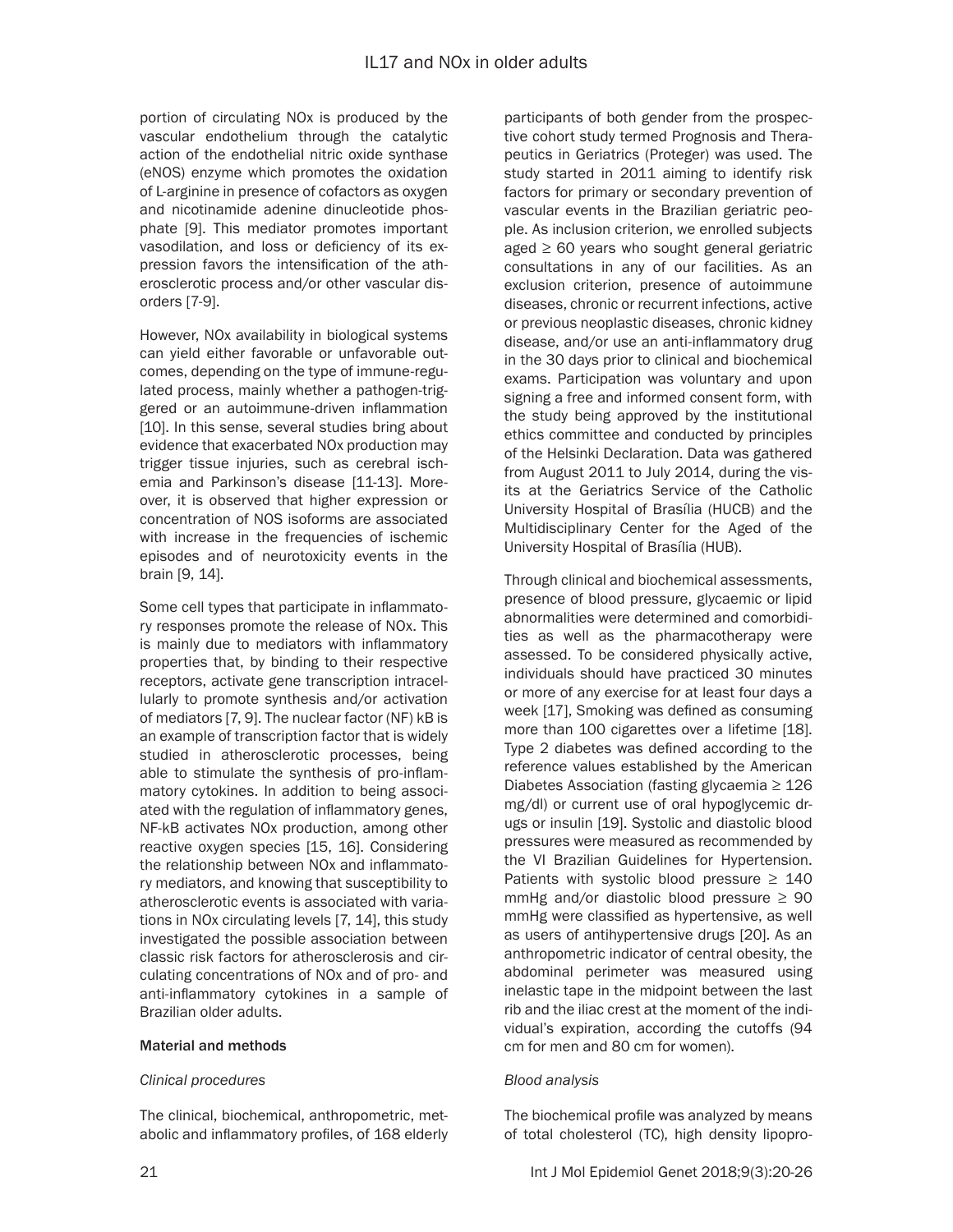portion of circulating NOx is produced by the vascular endothelium through the catalytic action of the endothelial nitric oxide synthase (eNOS) enzyme which promotes the oxidation of L-arginine in presence of cofactors as oxygen and nicotinamide adenine dinucleotide phosphate [9]. This mediator promotes important vasodilation, and loss or deficiency of its expression favors the intensification of the atherosclerotic process and/or other vascular disorders [7-9].

However, NOx availability in biological systems can yield either favorable or unfavorable outcomes, depending on the type of immune-regulated process, mainly whether a pathogen-triggered or an autoimmune-driven inflammation [10]. In this sense, several studies bring about evidence that exacerbated NOx production may trigger tissue injuries, such as cerebral ischemia and Parkinson's disease [11-13]. Moreover, it is observed that higher expression or concentration of NOS isoforms are associated with increase in the frequencies of ischemic episodes and of neurotoxicity events in the brain [9, 14].

Some cell types that participate in inflammatory responses promote the release of NOx. This is mainly due to mediators with inflammatory properties that, by binding to their respective receptors, activate gene transcription intracellularly to promote synthesis and/or activation of mediators [7, 9]. The nuclear factor (NF) kB is an example of transcription factor that is widely studied in atherosclerotic processes, being able to stimulate the synthesis of pro-inflammatory cytokines. In addition to being associated with the regulation of inflammatory genes, NF-kB activates NOx production, among other reactive oxygen species [15, 16]. Considering the relationship between NOx and inflammatory mediators, and knowing that susceptibility to atherosclerotic events is associated with variations in NOx circulating levels [7, 14], this study investigated the possible association between classic risk factors for atherosclerosis and circulating concentrations of NOx and of pro- and anti-inflammatory cytokines in a sample of Brazilian older adults.

## Material and methods

### *Clinical procedures*

The clinical, biochemical, anthropometric, metabolic and inflammatory profiles, of 168 elderly participants of both gender from the prospective cohort study termed Prognosis and Therapeutics in Geriatrics (Proteger) was used. The study started in 2011 aiming to identify risk factors for primary or secondary prevention of vascular events in the Brazilian geriatric people. As inclusion criterion, we enrolled subjects aged $\geq$ 60 years who sought general geriatric consultations in any of our facilities. As an exclusion criterion, presence of autoimmune diseases, chronic or recurrent infections, active or previous neoplastic diseases, chronic kidney disease, and/or use an anti-inflammatory drug in the 30 days prior to clinical and biochemical exams. Participation was voluntary and upon signing a free and informed consent form, with the study being approved by the institutional ethics committee and conducted by principles of the Helsinki Declaration. Data was gathered from August 2011 to July 2014, during the visits at the Geriatrics Service of the Catholic University Hospital of Brasília (HUCB) and the Multidisciplinary Center for the Aged of the University Hospital of Brasília (HUB).

Through clinical and biochemical assessments, presence of blood pressure, glycaemic or lipid abnormalities were determined and comorbidities as well as the pharmacotherapy were assessed. To be considered physically active, individuals should have practiced 30 minutes or more of any exercise for at least four days a week [17], Smoking was defined as consuming more than 100 cigarettes over a lifetime [18]. Type 2 diabetes was defined according to the reference values established by the American Diabetes Association (fasting glycaemia $\geq$ 126 mg/dl) or current use of oral hypoglycemic drugs or insulin [19]. Systolic and diastolic blood pressures were measured as recommended by the VI Brazilian Guidelines for Hypertension. Patients with systolic blood pressure $\geq$ 140 mmHg and/or diastolic blood pressure $\geq$ 90 mmHg were classified as hypertensive, as well as users of antihypertensive drugs [20]. As an anthropometric indicator of central obesity, the abdominal perimeter was measured using inelastic tape in the midpoint between the last rib and the iliac crest at the moment of the individual's expiration, according the cutoffs (94 cm for men and 80 cm for women).

### *Blood analysis*

The biochemical profile was analyzed by means of total cholesterol (TC), high density lipopro-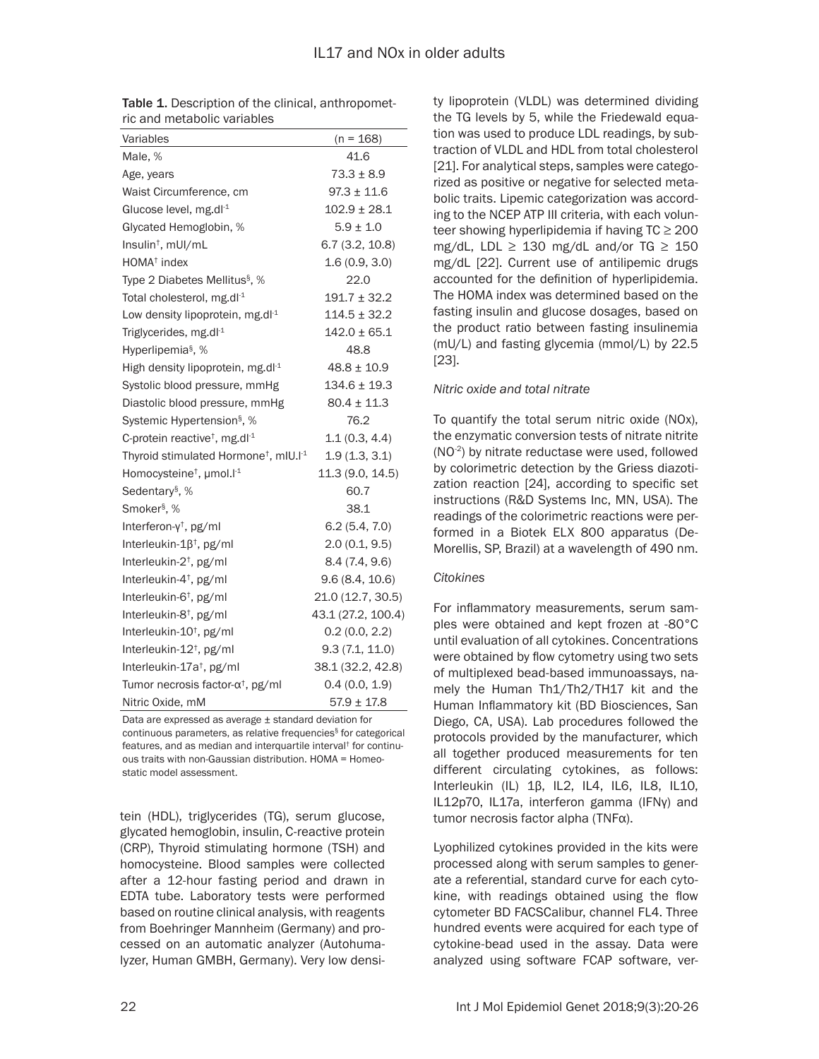**Table 1.** Description of the clinical, anthropometric and metabolic variables

| Variables | (n = 168) |
|---|---|
| Male, % | 41.6 |
| Age, years | 73.3 ± 8.9 |
| Waist Circumference, cm | 97.3 ± 11.6 |
| Glucose level, $mg.dl^{-1}$ | 102.9 ± 28.1 |
| Glycated Hemoglobin, % | 5.9 ± 1.0 |
| Insulin†, mUI/mL | 6.7 (3.2, 10.8) |
| HOMA† index | 1.6 (0.9, 3.0) |
| Type 2 Diabetes Mellitus§, % | 22.0 |
| Total cholesterol, $mg.dl^{-1}$ | 191.7 ± 32.2 |
| Low density lipoprotein, $mg.dl^{-1}$ | 114.5 ± 32.2 |
| Triglycerides, $mg.dl^{-1}$ | 142.0 ± 65.1 |
| Hyperlipemia§, % | 48.8 |
| High density lipoprotein, $mg.dl^{-1}$ | 48.8 ± 10.9 |
| Systolic blood pressure, mmHg | 134.6 ± 19.3 |
| Diastolic blood pressure, mmHg | 80.4 ± 11.3 |
| Systemic Hypertension§, % | 76.2 |
| C-protein reactive†, $mg.dl^{-1}$ | 1.1 (0.3, 4.4) |
| Thyroid stimulated Hormone†, $mIU.l^{-1}$ | 1.9 (1.3, 3.1) |
| Homocysteine†, $\mu mol.l^{-1}$ | 11.3 (9.0, 14.5) |
| Sedentary§, % | 60.7 |
| Smoker§, % | 38.1 |
| Interferon-γ†, pg/ml | 6.2 (5.4, 7.0) |
| Interleukin-1β†, pg/ml | 2.0 (0.1, 9.5) |
| Interleukin-2†, pg/ml | 8.4 (7.4, 9.6) |
| Interleukin-4†, pg/ml | 9.6 (8.4, 10.6) |
| Interleukin-6†, pg/ml | 21.0 (12.7, 30.5) |
| Interleukin-8†, pg/ml | 43.1 (27.2, 100.4) |
| Interleukin-10†, pg/ml | 0.2 (0.0, 2.2) |
| Interleukin-12†, pg/ml | 9.3 (7.1, 11.0) |
| Interleukin-17a†, pg/ml | 38.1 (32.2, 42.8) |
| Tumor necrosis factor-α†, pg/ml | 0.4 (0.0, 1.9) |
| Nitric Oxide, mM | 57.9 ± 17.8 |

Data are expressed as average ± standard deviation for continuous parameters, as relative frequencies§ for categorical features, and as median and interquartile interval† for continuous traits with non-Gaussian distribution. HOMA = Homeostatic model assessment.

tein (HDL), triglycerides (TG), serum glucose, glycated hemoglobin, insulin, C-reactive protein (CRP), Thyroid stimulating hormone (TSH) and homocysteine. Blood samples were collected after a 12-hour fasting period and drawn in EDTA tube. Laboratory tests were performed based on routine clinical analysis, with reagents from Boehringer Mannheim (Germany) and processed on an automatic analyzer (Autohumalyzer, Human GMBH, Germany). Very low density lipoprotein (VLDL) was determined dividing the TG levels by 5, while the Friedewald equation was used to produce LDL readings, by subtraction of VLDL and HDL from total cholesterol [21]. For analytical steps, samples were categorized as positive or negative for selected metabolic traits. Lipemic categorization was according to the NCEP ATP III criteria, with each volunteer showing hyperlipidemia if having TC ≥ 200 mg/dL, LDL ≥ 130 mg/dL and/or TG ≥ 150 mg/dL [22]. Current use of antilipemic drugs accounted for the definition of hyperlipidemia. The HOMA index was determined based on the fasting insulin and glucose dosages, based on the product ratio between fasting insulinemia (mU/L) and fasting glycemia (mmol/L) by 22.5 [23].

*Nitric oxide and total nitrate*

To quantify the total serum nitric oxide (NOx), the enzymatic conversion tests of nitrate nitrite ($NO^{-2}$) by nitrate reductase were used, followed by colorimetric detection by the Griess diazotization reaction [24], according to specific set instructions (R&D Systems Inc, MN, USA). The readings of the colorimetric reactions were performed in a Biotek ELX 800 apparatus (DeMorellis, SP, Brazil) at a wavelength of 490 nm.

*Cytokines*

For inflammatory measurements, serum samples were obtained and kept frozen at -80°C until evaluation of all cytokines. Concentrations were obtained by flow cytometry using two sets of multiplexed bead-based immunoassays, namely the Human Th1/Th2/TH17 kit and the Human Inflammatory kit (BD Biosciences, San Diego, CA, USA). Lab procedures followed the protocols provided by the manufacturer, which all together produced measurements for ten different circulating cytokines, as follows: Interleukin (IL) 1β, IL2, IL4, IL6, IL8, IL10, IL12p70, IL17a, interferon gamma (IFNγ) and tumor necrosis factor alpha (TNFα).

Lyophilized cytokines provided in the kits were processed along with serum samples to generate a referential, standard curve for each cytokine, with readings obtained using the flow cytometer BD FACSCalibur, channel FL4. Three hundred events were acquired for each type of cytokine-bead used in the assay. Data were analyzed using software FCAP software, ver-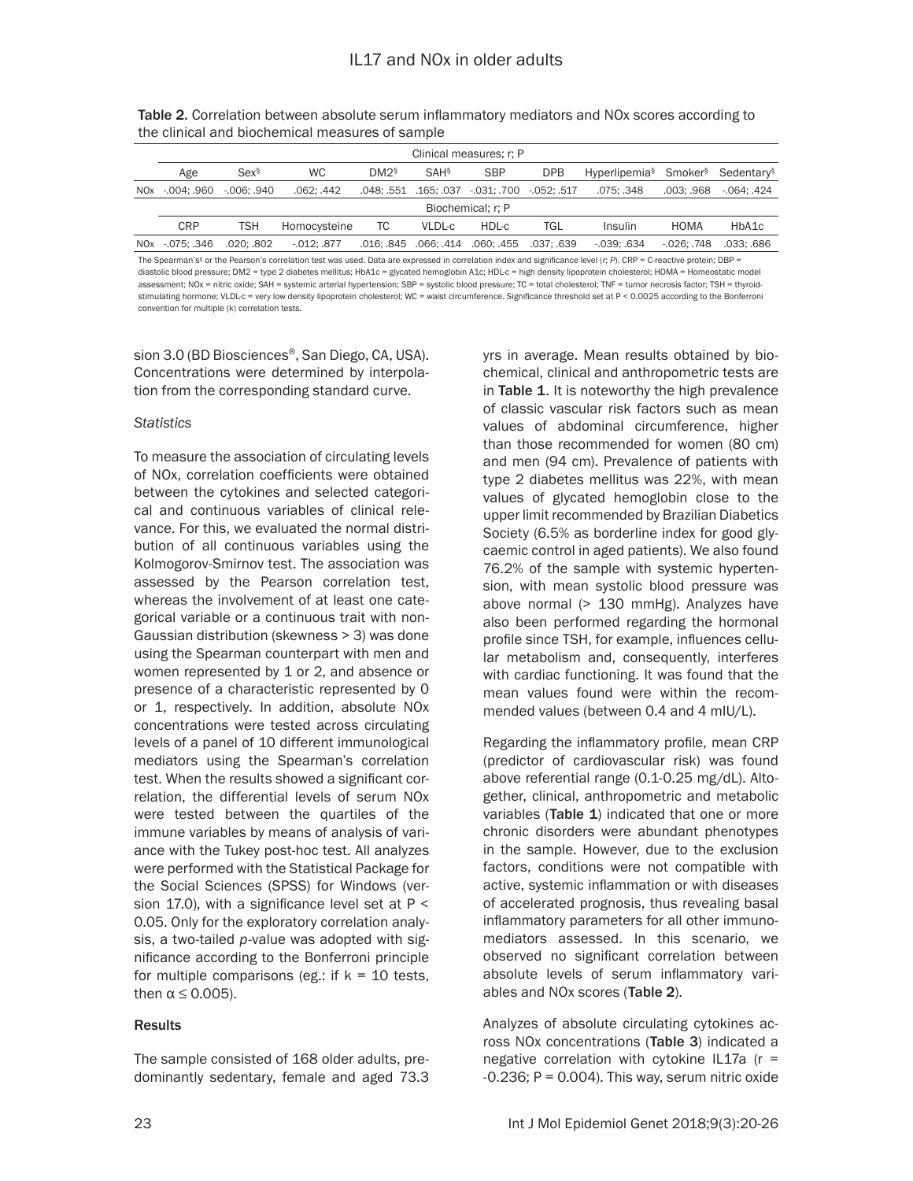**Table 2.** Correlation between absolute serum inflammatory mediators and NOx scores according to the clinical and biochemical measures of sample

| | Clinical measures; r; P | | | | | | | | | |
|---|---|---|---|---|---|---|---|---|---|---|
| | Age | Sex§ | WC | DM2§ | SAH§ | SBP | DPB | Hyperlipemia§ | Smoker§ | Sedentary§ |
| NOx | -.004; .960 | -.006; .940 | .062; .442 | .048; .551 | .165; .037 | -.031; .700 | -.052; .517 | .075; .348 | .003; .968 | -.064; .424 |
| | Biochemical; r; P | | | | | | | | | |
| | CRP | TSH | Homocysteine | TC | VLDL-c | HDL-c | TGL | Insulin | HOMA | HbA1c |
| NOx | -.075; .346 | .020; .802 | -.012; .877 | .016; .845 | .066; .414 | .060; .455 | .037; .639 | -.039; .634 | -.026; .748 | .033; .686 |

The Spearman's§ or the Pearson's correlation test was used. Data are expressed in correlation index and significance level (*r*; *P*). CRP = C-reactive protein; DBP = diastolic blood pressure; DM2 = type 2 diabetes mellitus; HbA1c = glycated hemoglobin A1c; HDL-c = high density lipoprotein cholesterol; HOMA = Homeostatic model assessment; NOx = nitric oxide; SAH = systemic arterial hypertension; SBP = systolic blood pressure; TC = total cholesterol; TNF = tumor necrosis factor; TSH = thyroid-stimulating hormone; VLDL-c = very low density lipoprotein cholesterol; WC = waist circumference. Significance threshold set at P < 0.0025 according to the Bonferroni convention for multiple (k) correlation tests.

sion 3.0 (BD Biosciences®, San Diego, CA, USA). Concentrations were determined by interpolation from the corresponding standard curve.

### *Statistics*

To measure the association of circulating levels of NOx, correlation coefficients were obtained between the cytokines and selected categorical and continuous variables of clinical relevance. For this, we evaluated the normal distribution of all continuous variables using the Kolmogorov-Smirnov test. The association was assessed by the Pearson correlation test, whereas the involvement of at least one categorical variable or a continuous trait with non-Gaussian distribution (skewness > 3) was done using the Spearman counterpart with men and women represented by 1 or 2, and absence or presence of a characteristic represented by 0 or 1, respectively. In addition, absolute NOx concentrations were tested across circulating levels of a panel of 10 different immunological mediators using the Spearman's correlation test. When the results showed a significant correlation, the differential levels of serum NOx were tested between the quartiles of the immune variables by means of analysis of variance with the Tukey post-hoc test. All analyzes were performed with the Statistical Package for the Social Sciences (SPSS) for Windows (version 17.0), with a significance level set at $P < 0.05$. Only for the exploratory correlation analysis, a two-tailed *p*-value was adopted with significance according to the Bonferroni principle for multiple comparisons (eg.: if $k = 10$ tests, then $\alpha \leq 0.005$).

## Results

The sample consisted of 168 older adults, predominantly sedentary, female and aged 73.3 yrs in average. Mean results obtained by biochemical, clinical and anthropometric tests are in **Table 1**. It is noteworthy the high prevalence of classic vascular risk factors such as mean values of abdominal circumference, higher than those recommended for women (80 cm) and men (94 cm). Prevalence of patients with type 2 diabetes mellitus was 22%, with mean values of glycated hemoglobin close to the upper limit recommended by Brazilian Diabetics Society (6.5% as borderline index for good glycaemic control in aged patients). We also found 76.2% of the sample with systemic hypertension, with mean systolic blood pressure was above normal (> 130 mmHg). Analyzes have also been performed regarding the hormonal profile since TSH, for example, influences cellular metabolism and, consequently, interferes with cardiac functioning. It was found that the mean values found were within the recommended values (between 0.4 and 4 mIU/L).

Regarding the inflammatory profile, mean CRP (predictor of cardiovascular risk) was found above referential range (0.1-0.25 mg/dL). Altogether, clinical, anthropometric and metabolic variables (**Table 1**) indicated that one or more chronic disorders were abundant phenotypes in the sample. However, due to the exclusion factors, conditions were not compatible with active, systemic inflammation or with diseases of accelerated prognosis, thus revealing basal inflammatory parameters for all other immunomediators assessed. In this scenario, we observed no significant correlation between absolute levels of serum inflammatory variables and NOx scores (**Table 2**).

Analyzes of absolute circulating cytokines across NOx concentrations (**Table 3**) indicated a negative correlation with cytokine IL17a ($r = -0.236$; $P = 0.004$). This way, serum nitric oxide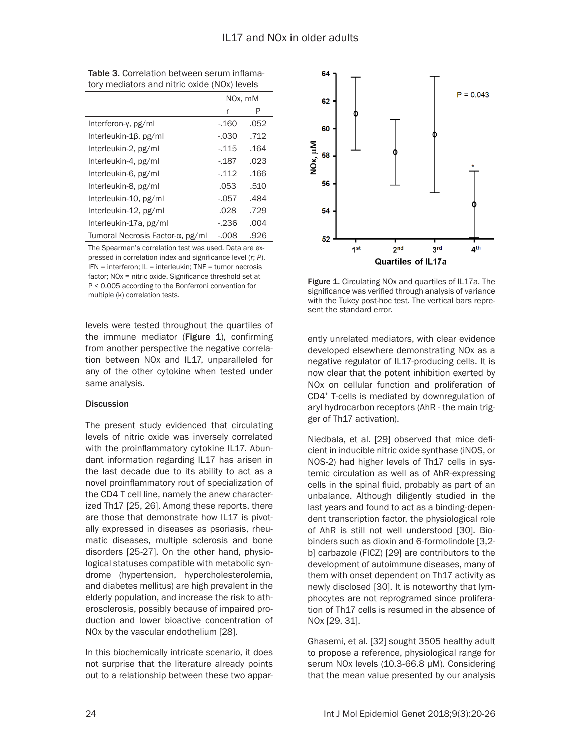Table 3. Correlation between serum inflamatory mediators and nitric oxide (NOx) levels

| | NOx, mM | |
|---|---|---|
| | r | P |
| Interferon-γ, pg/ml | -.160 | .052 |
| Interleukin-1β, pg/ml | -.030 | .712 |
| Interleukin-2, pg/ml | -.115 | .164 |
| Interleukin-4, pg/ml | -.187 | .023 |
| Interleukin-6, pg/ml | -.112 | .166 |
| Interleukin-8, pg/ml | .053 | .510 |
| Interleukin-10, pg/ml | -.057 | .484 |
| Interleukin-12, pg/ml | .028 | .729 |
| Interleukin-17a, pg/ml | -.236 | .004 |
| Tumoral Necrosis Factor-α, pg/ml | -.008 | .926 |

The Spearman's correlation test was used. Data are expressed in correlation index and significance level (*r*; *P*). IFN = interferon; IL = interleukin; TNF = tumor necrosis factor; NOx = nitric oxide. Significance threshold set at $P < 0.005$ according to the Bonferroni convention for multiple (k) correlation tests.

Figure 1. Circulating NOx and quartiles of IL17a. The significance was verified through analysis of variance with the Tukey post-hoc test. The vertical bars represent the standard error.

levels were tested throughout the quartiles of the immune mediator (**Figure 1**), confirming from another perspective the negative correlation between NOx and IL17, unparalleled for any of the other cytokine when tested under same analysis.

## Discussion

The present study evidenced that circulating levels of nitric oxide was inversely correlated with the proinflammatory cytokine IL17. Abundant information regarding IL17 has arisen in the last decade due to its ability to act as a novel proinflammatory rout of specialization of the CD4 T cell line, namely the anew characterized Th17 [25, 26]. Among these reports, there are those that demonstrate how IL17 is pivotally expressed in diseases as psoriasis, rheumatic diseases, multiple sclerosis and bone disorders [25-27]. On the other hand, physiological statuses compatible with metabolic syndrome (hypertension, hypercholesterolemia, and diabetes mellitus) are high prevalent in the elderly population, and increase the risk to atherosclerosis, possibly because of impaired production and lower bioactive concentration of NOx by the vascular endothelium [28].

In this biochemically intricate scenario, it does not surprise that the literature already points out to a relationship between these two apparently unrelated mediators, with clear evidence developed elsewhere demonstrating NOx as a negative regulator of IL17-producing cells. It is now clear that the potent inhibition exerted by NOx on cellular function and proliferation of $CD4^+$ T-cells is mediated by downregulation of aryl hydrocarbon receptors (AhR - the main trigger of Th17 activation).

Niedbala, et al. [29] observed that mice deficient in inducible nitric oxide synthase (iNOS, or NOS-2) had higher levels of Th17 cells in systemic circulation as well as of AhR-expressing cells in the spinal fluid, probably as part of an unbalance. Although diligently studied in the last years and found to act as a binding-dependent transcription factor, the physiological role of AhR is still not well understood [30]. Biobinders such as dioxin and 6-formolindole [3,2-b] carbazole (FICZ) [29] are contributors to the development of autoimmune diseases, many of them with onset dependent on Th17 activity as newly disclosed [30]. It is noteworthy that lymphocytes are not reprogramed since proliferation of Th17 cells is resumed in the absence of NOx [29, 31].

Ghasemi, et al. [32] sought 3505 healthy adult to propose a reference, physiological range for serum NOx levels (10.3-66.8 μM). Considering that the mean value presented by our analysis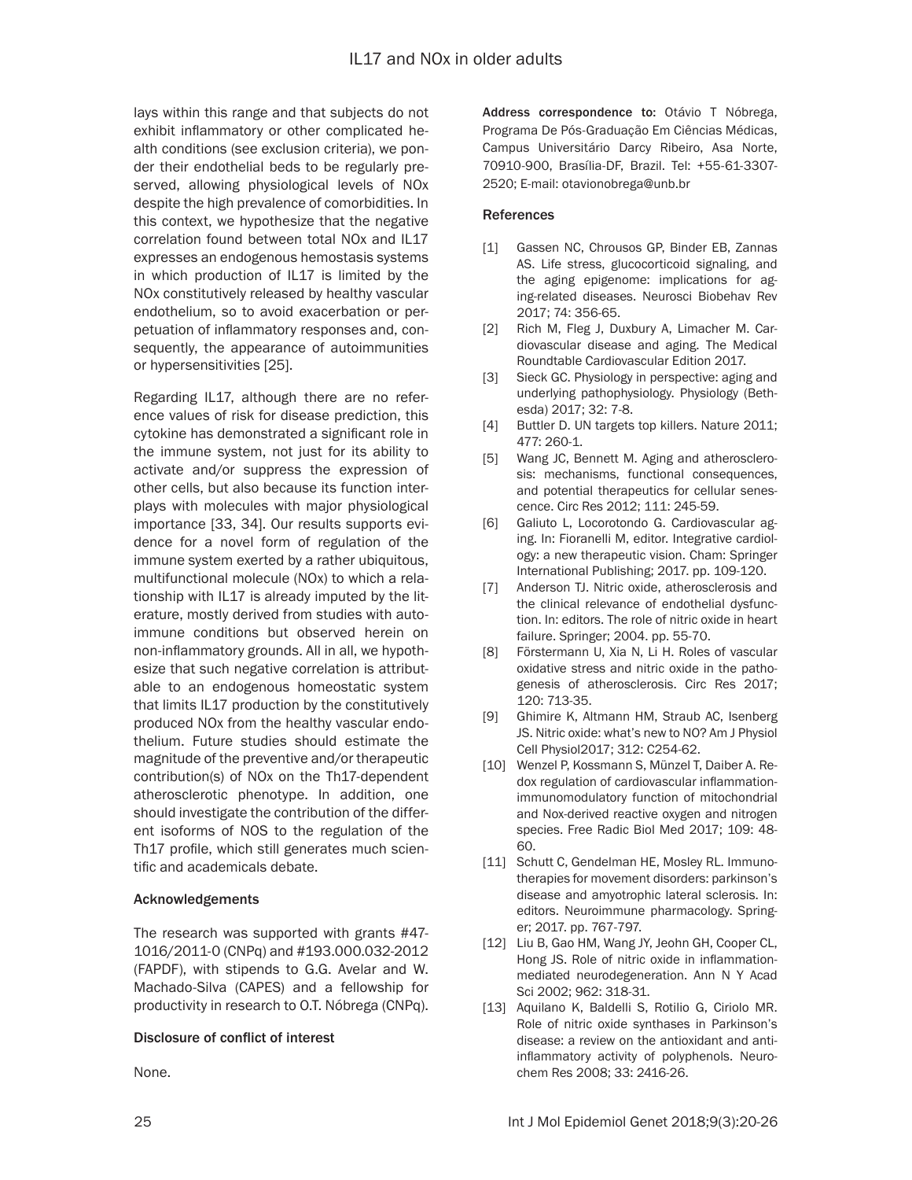lays within this range and that subjects do not exhibit inflammatory or other complicated health conditions (see exclusion criteria), we ponder their endothelial beds to be regularly preserved, allowing physiological levels of NOx despite the high prevalence of comorbidities. In this context, we hypothesize that the negative correlation found between total NOx and IL17 expresses an endogenous hemostasis systems in which production of IL17 is limited by the NOx constitutively released by healthy vascular endothelium, so to avoid exacerbation or perpetuation of inflammatory responses and, consequently, the appearance of autoimmunities or hypersensitivities [25].

Regarding IL17, although there are no reference values of risk for disease prediction, this cytokine has demonstrated a significant role in the immune system, not just for its ability to activate and/or suppress the expression of other cells, but also because its function interplays with molecules with major physiological importance [33, 34]. Our results supports evidence for a novel form of regulation of the immune system exerted by a rather ubiquitous, multifunctional molecule (NOx) to which a relationship with IL17 is already imputed by the literature, mostly derived from studies with autoimmune conditions but observed herein on non-inflammatory grounds. All in all, we hypothesize that such negative correlation is attributable to an endogenous homeostatic system that limits IL17 production by the constitutively produced NOx from the healthy vascular endothelium. Future studies should estimate the magnitude of the preventive and/or therapeutic contribution(s) of NOx on the Th17-dependent atherosclerotic phenotype. In addition, one should investigate the contribution of the different isoforms of NOS to the regulation of the Th17 profile, which still generates much scientific and academicals debate.

### Acknowledgements

The research was supported with grants #47-1016/2011-0 (CNPq) and #193.000.032-2012 (FAPDF), with stipends to G.G. Avelar and W. Machado-Silva (CAPES) and a fellowship for productivity in research to O.T. Nóbrega (CNPq).

### Disclosure of conflict of interest

None.

**Address correspondence to:** Otávio T Nóbrega, Programa De Pós-Graduação Em Ciências Médicas, Campus Universitário Darcy Ribeiro, Asa Norte, 70910-900, Brasília-DF, Brazil. Tel: +55-61-3307-2520; E-mail: otavionobrega@unb.br

### References

[1] Gassen NC, Chrousos GP, Binder EB, Zannas AS. Life stress, glucocorticoid signaling, and the aging epigenome: implications for aging-related diseases. Neurosci Biobehav Rev 2017; 74: 356-65.

[2] Rich M, Fleg J, Duxbury A, Limacher M. Cardiovascular disease and aging. The Medical Roundtable Cardiovascular Edition 2017.

[3] Sieck GC. Physiology in perspective: aging and underlying pathophysiology. Physiology (Bethesda) 2017; 32: 7-8.

[4] Buttler D. UN targets top killers. Nature 2011; 477: 260-1.

[5] Wang JC, Bennett M. Aging and atherosclerosis: mechanisms, functional consequences, and potential therapeutics for cellular senescence. Circ Res 2012; 111: 245-59.

[6] Galiuto L, Locorotondo G. Cardiovascular aging. In: Fioranelli M, editor. Integrative cardiology: a new therapeutic vision. Cham: Springer International Publishing; 2017. pp. 109-120.

[7] Anderson TJ. Nitric oxide, atherosclerosis and the clinical relevance of endothelial dysfunction. In: editors. The role of nitric oxide in heart failure. Springer; 2004. pp. 55-70.

[8] Förstermann U, Xia N, Li H. Roles of vascular oxidative stress and nitric oxide in the pathogenesis of atherosclerosis. Circ Res 2017; 120: 713-35.

[9] Ghimire K, Altmann HM, Straub AC, Isenberg JS. Nitric oxide: what's new to NO? Am J Physiol Cell Physiol2017; 312: C254-62.

[10] Wenzel P, Kossmann S, Münzel T, Daiber A. Redox regulation of cardiovascular inflammation-immunomodulatory function of mitochondrial and Nox-derived reactive oxygen and nitrogen species. Free Radic Biol Med 2017; 109: 48-60.

[11] Schutt C, Gendelman HE, Mosley RL. Immunotherapies for movement disorders: parkinson's disease and amyotrophic lateral sclerosis. In: editors. Neuroimmune pharmacology. Springer; 2017. pp. 767-797.

[12] Liu B, Gao HM, Wang JY, Jeohn GH, Cooper CL, Hong JS. Role of nitric oxide in inflammation-mediated neurodegeneration. Ann N Y Acad Sci 2002; 962: 318-31.

[13] Aquilano K, Baldelli S, Rotilio G, Ciriolo MR. Role of nitric oxide synthases in Parkinson's disease: a review on the antioxidant and anti-inflammatory activity of polyphenols. Neurochem Res 2008; 33: 2416-26.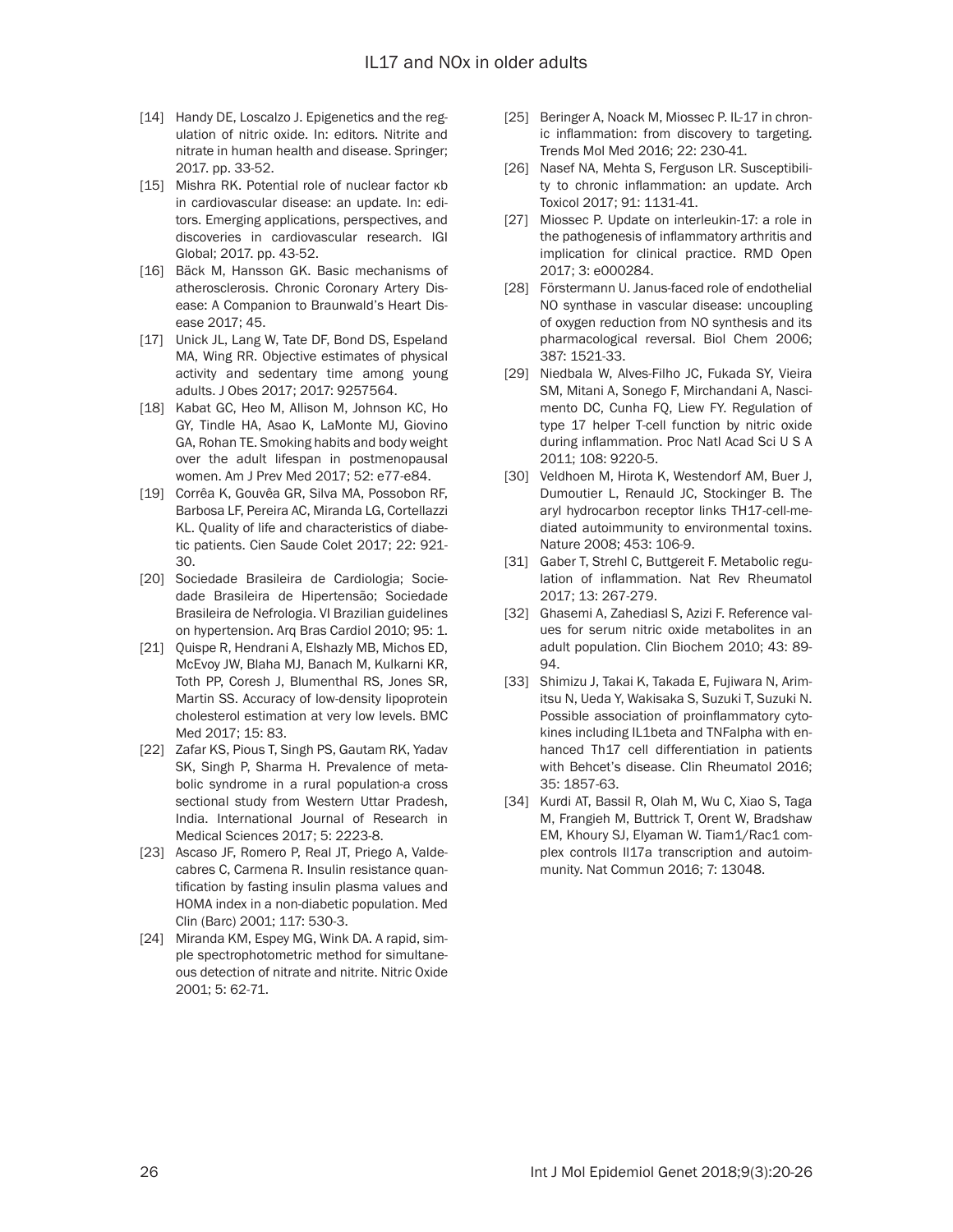[14] Handy DE, Loscalzo J. Epigenetics and the regulation of nitric oxide. In: editors. Nitrite and nitrate in human health and disease. Springer; 2017. pp. 33-52.

[15] Mishra RK. Potential role of nuclear factor κb in cardiovascular disease: an update. In: editors. Emerging applications, perspectives, and discoveries in cardiovascular research. IGI Global; 2017. pp. 43-52.

[16] Bäck M, Hansson GK. Basic mechanisms of atherosclerosis. Chronic Coronary Artery Disease: A Companion to Braunwald's Heart Disease 2017; 45.

[17] Unick JL, Lang W, Tate DF, Bond DS, Espeland MA, Wing RR. Objective estimates of physical activity and sedentary time among young adults. J Obes 2017; 2017: 9257564.

[18] Kabat GC, Heo M, Allison M, Johnson KC, Ho GY, Tindle HA, Asao K, LaMonte MJ, Giovino GA, Rohan TE. Smoking habits and body weight over the adult lifespan in postmenopausal women. Am J Prev Med 2017; 52: e77-e84.

[19] Corrêa K, Gouvêa GR, Silva MA, Possobon RF, Barbosa LF, Pereira AC, Miranda LG, Cortellazzi KL. Quality of life and characteristics of diabetic patients. Cien Saude Colet 2017; 22: 921-30.

[20] Sociedade Brasileira de Cardiologia; Sociedade Brasileira de Hipertensão; Sociedade Brasileira de Nefrologia. VI Brazilian guidelines on hypertension. Arq Bras Cardiol 2010; 95: 1.

[21] Quispe R, Hendrani A, Elshazly MB, Michos ED, McEvoy JW, Blaha MJ, Banach M, Kulkarni KR, Toth PP, Coresh J, Blumenthal RS, Jones SR, Martin SS. Accuracy of low-density lipoprotein cholesterol estimation at very low levels. BMC Med 2017; 15: 83.

[22] Zafar KS, Pious T, Singh PS, Gautam RK, Yadav SK, Singh P, Sharma H. Prevalence of metabolic syndrome in a rural population-a cross sectional study from Western Uttar Pradesh, India. International Journal of Research in Medical Sciences 2017; 5: 2223-8.

[23] Ascaso JF, Romero P, Real JT, Priego A, Valdecabres C, Carmena R. Insulin resistance quantification by fasting insulin plasma values and HOMA index in a non-diabetic population. Med Clin (Barc) 2001; 117: 530-3.

[24] Miranda KM, Espey MG, Wink DA. A rapid, simple spectrophotometric method for simultaneous detection of nitrate and nitrite. Nitric Oxide 2001; 5: 62-71.

[25] Beringer A, Noack M, Miossec P. IL-17 in chronic inflammation: from discovery to targeting. Trends Mol Med 2016; 22: 230-41.

[26] Nasef NA, Mehta S, Ferguson LR. Susceptibility to chronic inflammation: an update. Arch Toxicol 2017; 91: 1131-41.

[27] Miossec P. Update on interleukin-17: a role in the pathogenesis of inflammatory arthritis and implication for clinical practice. RMD Open 2017; 3: e000284.

[28] Förstermann U. Janus-faced role of endothelial NO synthase in vascular disease: uncoupling of oxygen reduction from NO synthesis and its pharmacological reversal. Biol Chem 2006; 387: 1521-33.

[29] Niedbala W, Alves-Filho JC, Fukada SY, Vieira SM, Mitani A, Sonego F, Mirchandani A, Nascimento DC, Cunha FQ, Liew FY. Regulation of type 17 helper T-cell function by nitric oxide during inflammation. Proc Natl Acad Sci U S A 2011; 108: 9220-5.

[30] Veldhoen M, Hirota K, Westendorf AM, Buer J, Dumoutier L, Renauld JC, Stockinger B. The aryl hydrocarbon receptor links TH17-cell-mediated autoimmunity to environmental toxins. Nature 2008; 453: 106-9.

[31] Gaber T, Strehl C, Buttgereit F. Metabolic regulation of inflammation. Nat Rev Rheumatol 2017; 13: 267-279.

[32] Ghasemi A, Zahediasl S, Azizi F. Reference values for serum nitric oxide metabolites in an adult population. Clin Biochem 2010; 43: 89-94.

[33] Shimizu J, Takai K, Takada E, Fujiwara N, Arimitsu N, Ueda Y, Wakisaka S, Suzuki T, Suzuki N. Possible association of proinflammatory cytokines including IL1beta and TNFalpha with enhanced Th17 cell differentiation in patients with Behcet's disease. Clin Rheumatol 2016; 35: 1857-63.

[34] Kurdi AT, Bassil R, Olah M, Wu C, Xiao S, Taga M, Frangieh M, Buttrick T, Orent W, Bradshaw EM, Khoury SJ, Elyaman W. Tiam1/Rac1 complex controls Il17a transcription and autoimmunity. Nat Commun 2016; 7: 13048.